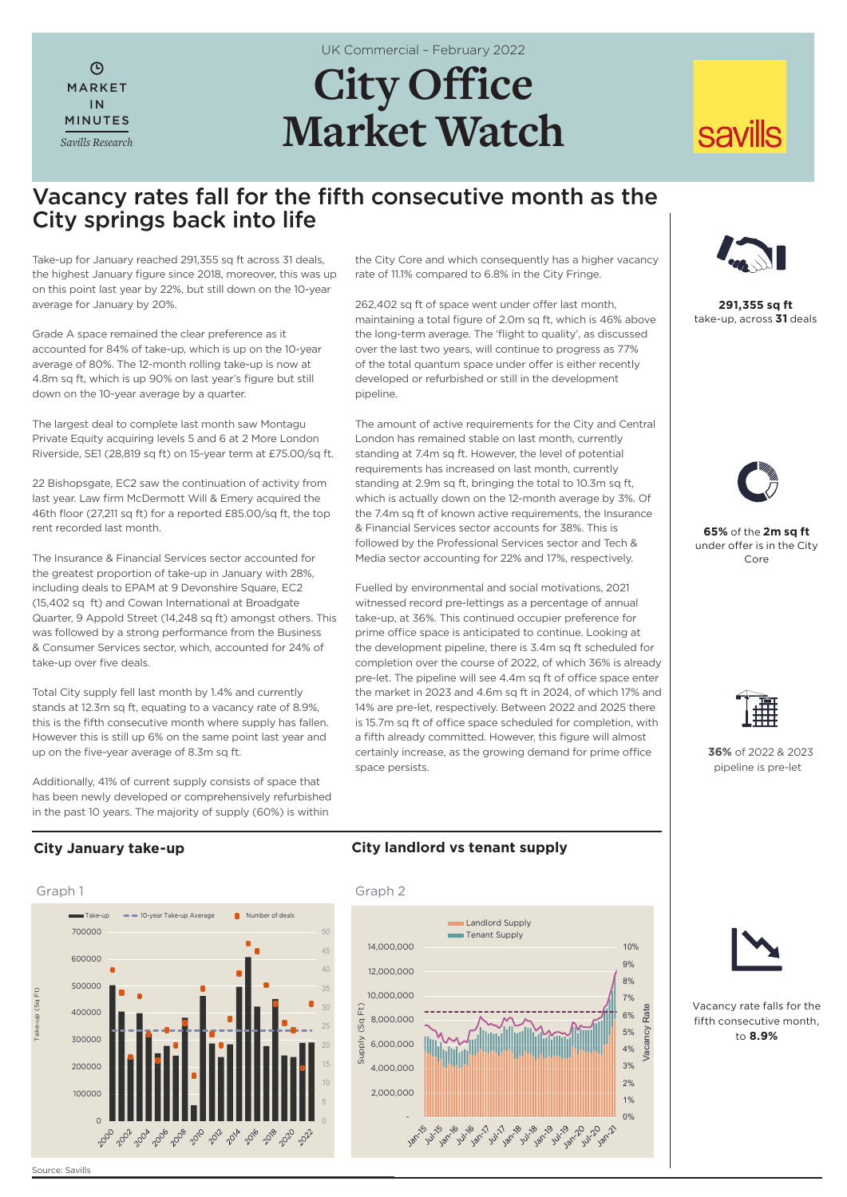UK Commercial – February 2022

MARKET IN MINUTES

*Savills Research*

# City Office Market Watch

## Vacancy rates fall for the fifth consecutive month as the City springs back into life

Take-up for January reached 291,355 sq ft across 31 deals, the highest January figure since 2018, moreover, this was up on this point last year by 22%, but still down on the 10-year average for January by 20%.

Grade A space remained the clear preference as it accounted for 84% of take-up, which is up on the 10-year average of 80%. The 12-month rolling take-up is now at 4.8m sq ft, which is up 90% on last year's figure but still down on the 10-year average by a quarter.

The largest deal to complete last month saw Montagu Private Equity acquiring levels 5 and 6 at 2 More London Riverside, SE1 (28,819 sq ft) on 15-year term at £75.00/sq ft.

22 Bishopsgate, EC2 saw the continuation of activity from last year. Law firm McDermott Will & Emery acquired the 46th floor (27,211 sq ft) for a reported £85.00/sq ft, the top rent recorded last month.

The Insurance & Financial Services sector accounted for the greatest proportion of take-up in January with 28%, including deals to EPAM at 9 Devonshire Square, EC2 (15,402 sq ft) and Cowan International at Broadgate Quarter, 9 Appold Street (14,248 sq ft) amongst others. This was followed by a strong performance from the Business & Consumer Services sector, which, accounted for 24% of take-up over five deals.

Total City supply fell last month by 1.4% and currently stands at 12.3m sq ft, equating to a vacancy rate of 8.9%, this is the fifth consecutive month where supply has fallen. However this is still up 6% on the same point last year and up on the five-year average of 8.3m sq ft.

Additionally, 41% of current supply consists of space that has been newly developed or comprehensively refurbished in the past 10 years. The majority of supply (60%) is within the City Core and which consequently has a higher vacancy rate of 11.1% compared to 6.8% in the City Fringe.

262,402 sq ft of space went under offer last month, maintaining a total figure of 2.0m sq ft, which is 46% above the long-term average. The 'flight to quality', as discussed over the last two years, will continue to progress as 77% of the total quantum space under offer is either recently developed or refurbished or still in the development pipeline.

The amount of active requirements for the City and Central London has remained stable on last month, currently standing at 7.4m sq ft. However, the level of potential requirements has increased on last month, currently standing at 2.9m sq ft, bringing the total to 10.3m sq ft, which is actually down on the 12-month average by 3%. Of the 7.4m sq ft of known active requirements, the Insurance & Financial Services sector accounts for 38%. This is followed by the Professional Services sector and Tech & Media sector accounting for 22% and 17%, respectively.

Fuelled by environmental and social motivations, 2021 witnessed record pre-lettings as a percentage of annual take-up, at 36%. This continued occupier preference for prime office space is anticipated to continue. Looking at the development pipeline, there is 3.4m sq ft scheduled for completion over the course of 2022, of which 36% is already pre-let. The pipeline will see 4.4m sq ft of office space enter the market in 2023 and 4.6m sq ft in 2024, of which 17% and 14% are pre-let, respectively. Between 2022 and 2025 there is 15.7m sq ft of office space scheduled for completion, with a fifth already committed. However, this figure will almost certainly increase, as the growing demand for prime office space persists.

**291,355 sq ft** take-up, across **31** deals

**65%** of the **2m sq ft** under offer is in the City Core

**36%** of 2022 & 2023 pipeline is pre-let

Vacancy rate falls for the fifth consecutive month, to **8.9%**

### City January take-up

Graph 1

### City landlord vs tenant supply

Graph 2

Source: Savills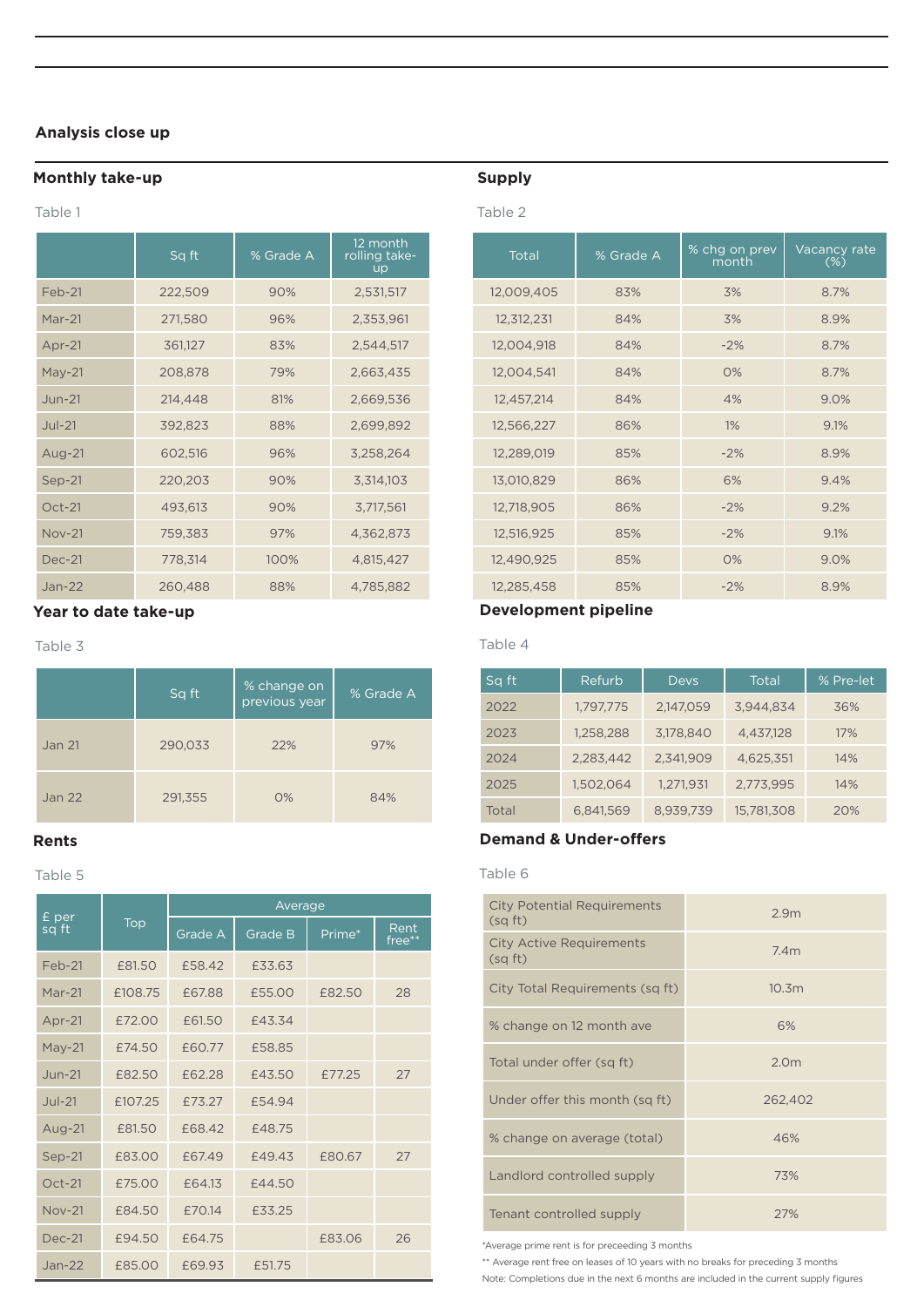## Analysis close up

### Monthly take-up

Table 1

| | Sq ft | % Grade A | 12 month rolling take-up |
|---|---|---|---|
| Feb-21 | 222,509 | 90% | 2,531,517 |
| Mar-21 | 271,580 | 96% | 2,353,961 |
| Apr-21 | 361,127 | 83% | 2,544,517 |
| May-21 | 208,878 | 79% | 2,663,435 |
| Jun-21 | 214,448 | 81% | 2,669,536 |
| Jul-21 | 392,823 | 88% | 2,699,892 |
| Aug-21 | 602,516 | 96% | 3,258,264 |
| Sep-21 | 220,203 | 90% | 3,314,103 |
| Oct-21 | 493,613 | 90% | 3,717,561 |
| Nov-21 | 759,383 | 97% | 4,362,873 |
| Dec-21 | 778,314 | 100% | 4,815,427 |
| Jan-22 | 260,488 | 88% | 4,785,882 |

### Supply

Table 2

| Total | % Grade A | % chg on prev month | Vacancy rate (%) |
|---|---|---|---|
| 12,009,405 | 83% | 3% | 8.7% |
| 12,312,231 | 84% | 3% | 8.9% |
| 12,004,918 | 84% | -2% | 8.7% |
| 12,004,541 | 84% | 0% | 8.7% |
| 12,457,214 | 84% | 4% | 9.0% |
| 12,566,227 | 86% | 1% | 9.1% |
| 12,289,019 | 85% | -2% | 8.9% |
| 13,010,829 | 86% | 6% | 9.4% |
| 12,718,905 | 86% | -2% | 9.2% |
| 12,516,925 | 85% | -2% | 9.1% |
| 12,490,925 | 85% | 0% | 9.0% |
| 12,285,458 | 85% | -2% | 8.9% |

### Year to date take-up

Table 3

| | Sq ft | % change on previous year | % Grade A |
|---|---|---|---|
| Jan 21 | 290,033 | 22% | 97% |
| Jan 22 | 291,355 | 0% | 84% |

### Development pipeline

Table 4

| Sq ft | Refurb | Devs | Total | % Pre-let |
|---|---|---|---|---|
| 2022 | 1,797,775 | 2,147,059 | 3,944,834 | 36% |
| 2023 | 1,258,288 | 3,178,840 | 4,437,128 | 17% |
| 2024 | 2,283,442 | 2,341,909 | 4,625,351 | 14% |
| 2025 | 1,502,064 | 1,271,931 | 2,773,995 | 14% |
| Total | 6,841,569 | 8,939,739 | 15,781,308 | 20% |

### Rents

Table 5

| £ per sq ft | Top | Average | | | |
|---|---|---|---|---|---|
| | | Grade A | Grade B | Prime* | Rent free** |
| Feb-21 | £81.50 | £58.42 | £33.63 | | |
| Mar-21 | £108.75 | £67.88 | £55.00 | £82.50 | 28 |
| Apr-21 | £72.00 | £61.50 | £43.34 | | |
| May-21 | £74.50 | £60.77 | £58.85 | | |
| Jun-21 | £82.50 | £62.28 | £43.50 | £77.25 | 27 |
| Jul-21 | £107.25 | £73.27 | £54.94 | | |
| Aug-21 | £81.50 | £68.42 | £48.75 | | |
| Sep-21 | £83.00 | £67.49 | £49.43 | £80.67 | 27 |
| Oct-21 | £75.00 | £64.13 | £44.50 | | |
| Nov-21 | £84.50 | £70.14 | £33.25 | | |
| Dec-21 | £94.50 | £64.75 | | £83.06 | 26 |
| Jan-22 | £85.00 | £69.93 | £51.75 | | |

### Demand & Under-offers

Table 6

| | |
|---|---|
| City Potential Requirements (sq ft) | 2.9m |
| City Active Requirements (sq ft) | 7.4m |
| City Total Requirements (sq ft) | 10.3m |
| % change on 12 month ave | 6% |
| Total under offer (sq ft) | 2.0m |
| Under offer this month (sq ft) | 262,402 |
| % change on average (total) | 46% |
| Landlord controlled supply | 73% |
| Tenant controlled supply | 27% |

*Average prime rent is for preceeding 3 months

** Average rent free on leases of 10 years with no breaks for preceding 3 months

Note: Completions due in the next 6 months are included in the current supply figures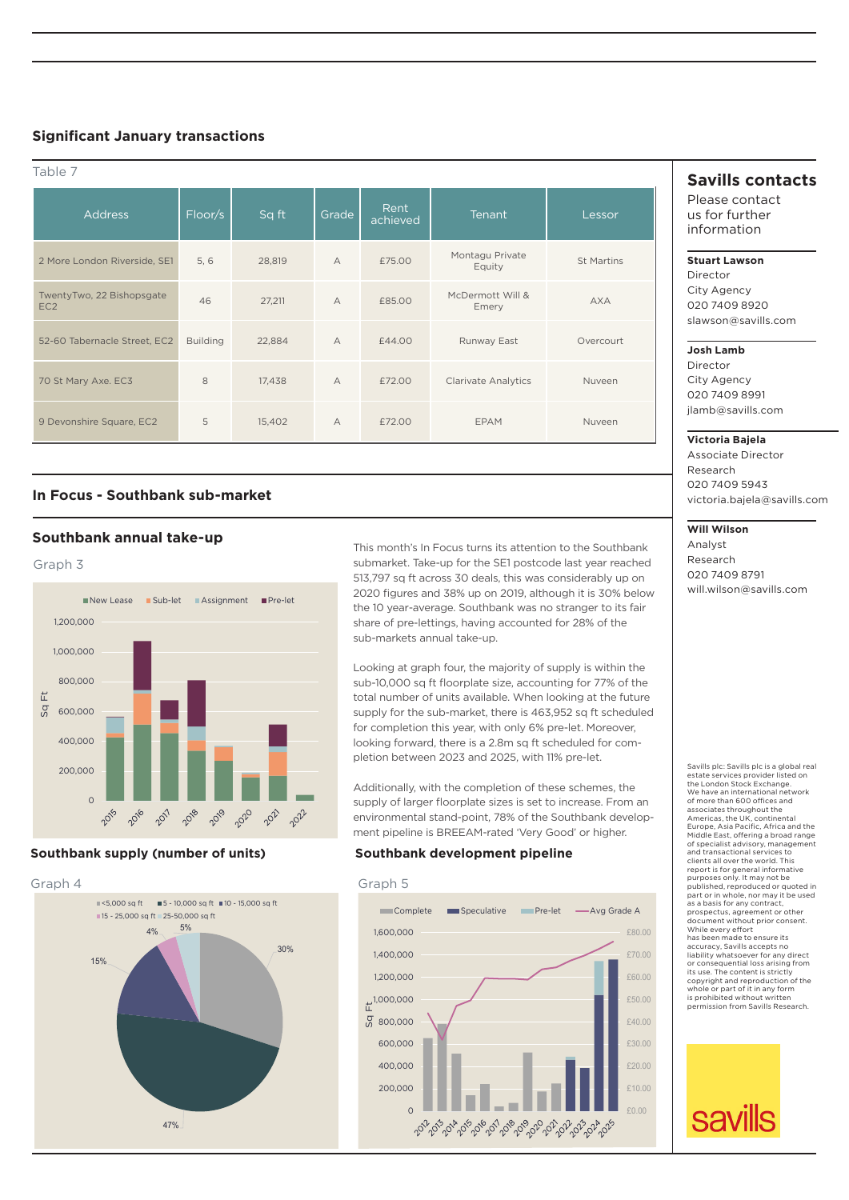## Significant January transactions

Table 7

| Address | Floor/s | Sq ft | Grade | Rent achieved | Tenant | Lessor |
|---|---|---|---|---|---|---|
| 2 More London Riverside, SE1 | 5, 6 | 28,819 | A | £75.00 | Montagu Private Equity | St Martins |
| TwentyTwo, 22 Bishopsgate EC2 | 46 | 27,211 | A | £85.00 | McDermott Will & Emery | AXA |
| 52-60 Tabernacle Street, EC2 | Building | 22,884 | A | £44.00 | Runway East | Overcourt |
| 70 St Mary Axe. EC3 | 8 | 17,438 | A | £72.00 | Clarivate Analytics | Nuveen |
| 9 Devonshire Square, EC2 | 5 | 15,402 | A | £72.00 | EPAM | Nuveen |

## In Focus - Southbank sub-market

### Southbank annual take-up

Graph 3

New Lease, Sub-let, Assignment, Pre-let

Sq Ft

1,200,000
1,000,000
800,000
600,000
400,000
200,000
0

2015, 2016, 2017, 2018, 2019, 2020, 2021, 2022

This month's In Focus turns its attention to the Southbank submarket. Take-up for the SE1 postcode last year reached 513,797 sq ft across 30 deals, this was considerably up on 2020 figures and 38% up on 2019, although it is 30% below the 10 year-average. Southbank was no stranger to its fair share of pre-lettings, having accounted for 28% of the sub-markets annual take-up.

Looking at graph four, the majority of supply is within the sub-10,000 sq ft floorplate size, accounting for 77% of the total number of units available. When looking at the future supply for the sub-market, there is 463,952 sq ft scheduled for completion this year, with only 6% pre-let. Moreover, looking forward, there is a 2.8m sq ft scheduled for completion between 2023 and 2025, with 11% pre-let.

Additionally, with the completion of these schemes, the supply of larger floorplate sizes is set to increase. From an environmental stand-point, 78% of the Southbank development pipeline is BREEAM-rated 'Very Good' or higher.

### Southbank supply (number of units)

Graph 4

<5,000 sq ft, 5 - 10,000 sq ft, 10 - 15,000 sq ft, 15 - 25,000 sq ft, 25-50,000 sq ft

30%
47%
15%
4%
5%

### Southbank development pipeline

Graph 5

Complete, Speculative, Pre-let, Avg Grade A

Sq Ft

1,600,000
1,400,000
1,200,000
1,000,000
800,000
600,000
400,000
200,000
0

£80.00
£70.00
£60.00
£50.00
£40.00
£30.00
£20.00
£10.00
£0.00

2012, 2013, 2014, 2015, 2016, 2017, 2018, 2019, 2020, 2021, 2022, 2023, 2024, 2025

## Savills contacts

Please contact us for further information

**Stuart Lawson**
Director
City Agency
020 7409 8920
slawson@savills.com

**Josh Lamb**
Director
City Agency
020 7409 8991
jlamb@savills.com

**Victoria Bajela**
Associate Director
Research
020 7409 5943
victoria.bajela@savills.com

**Will Wilson**
Analyst
Research
020 7409 8791
will.wilson@savills.com

Savills plc: Savills plc is a global real estate services provider listed on the London Stock Exchange. We have an international network of more than 600 offices and associates throughout the Americas, the UK, continental Europe, Asia Pacific, Africa and the Middle East, offering a broad range of specialist advisory, management and transactional services to clients all over the world. This report is for general informative purposes only. It may not be published, reproduced or quoted in part or in whole, nor may it be used as a basis for any contract, prospectus, agreement or other document without prior consent. While every effort has been made to ensure its accuracy, Savills accepts no liability whatsoever for any direct or consequential loss arising from its use. The content is strictly copyright and reproduction of the whole or part of it in any form is prohibited without written permission from Savills Research.

savills